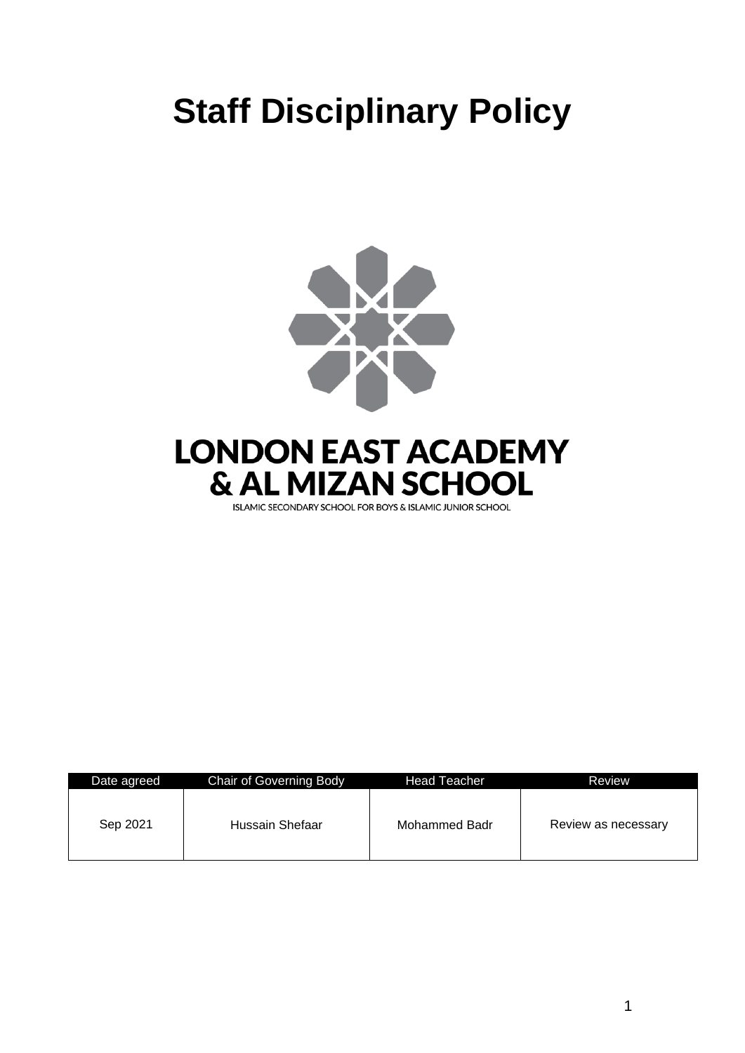# Staff Disciplinary Policy

**LONDON EAST ACADEMY & AL MIZAN SCHOOL**

ISLAMIC SECONDARY SCHOOL FOR BOYS & ISLAMIC JUNIOR SCHOOL

| Date agreed | Chair of Governing Body | Head Teacher | Review |
| --- | --- | --- | --- |
| Sep 2021 | Hussain Shefaar | Mohammed Badr | Review as necessary |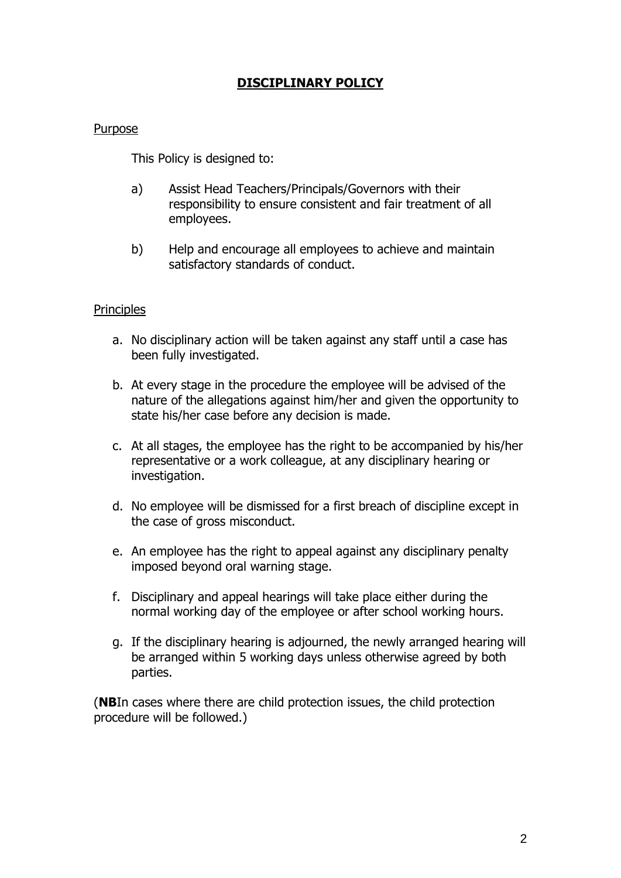# DISCIPLINARY POLICY

## Purpose

This Policy is designed to:

a) Assist Head Teachers/Principals/Governors with their responsibility to ensure consistent and fair treatment of all employees.

b) Help and encourage all employees to achieve and maintain satisfactory standards of conduct.

## Principles

a. No disciplinary action will be taken against any staff until a case has been fully investigated.

b. At every stage in the procedure the employee will be advised of the nature of the allegations against him/her and given the opportunity to state his/her case before any decision is made.

c. At all stages, the employee has the right to be accompanied by his/her representative or a work colleague, at any disciplinary hearing or investigation.

d. No employee will be dismissed for a first breach of discipline except in the case of gross misconduct.

e. An employee has the right to appeal against any disciplinary penalty imposed beyond oral warning stage.

f. Disciplinary and appeal hearings will take place either during the normal working day of the employee or after school working hours.

g. If the disciplinary hearing is adjourned, the newly arranged hearing will be arranged within 5 working days unless otherwise agreed by both parties.

(**NB**In cases where there are child protection issues, the child protection procedure will be followed.)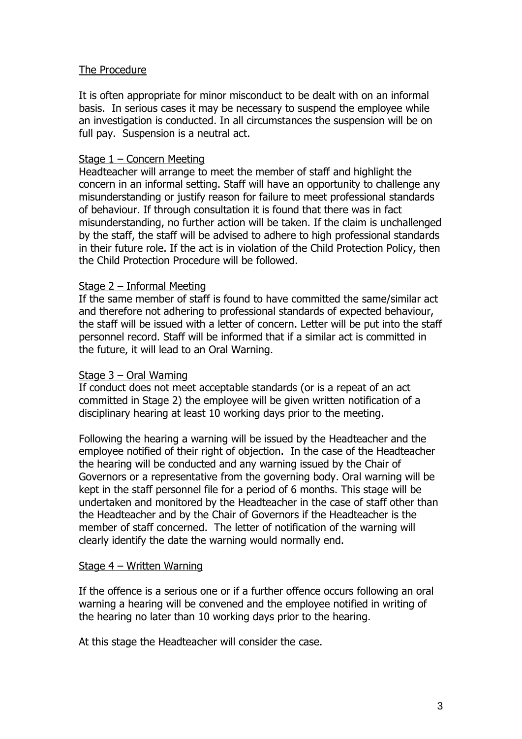## The Procedure

It is often appropriate for minor misconduct to be dealt with on an informal basis. In serious cases it may be necessary to suspend the employee while an investigation is conducted. In all circumstances the suspension will be on full pay. Suspension is a neutral act.

### Stage 1 – Concern Meeting

Headteacher will arrange to meet the member of staff and highlight the concern in an informal setting. Staff will have an opportunity to challenge any misunderstanding or justify reason for failure to meet professional standards of behaviour. If through consultation it is found that there was in fact misunderstanding, no further action will be taken. If the claim is unchallenged by the staff, the staff will be advised to adhere to high professional standards in their future role. If the act is in violation of the Child Protection Policy, then the Child Protection Procedure will be followed.

### Stage 2 – Informal Meeting

If the same member of staff is found to have committed the same/similar act and therefore not adhering to professional standards of expected behaviour, the staff will be issued with a letter of concern. Letter will be put into the staff personnel record. Staff will be informed that if a similar act is committed in the future, it will lead to an Oral Warning.

### Stage 3 – Oral Warning

If conduct does not meet acceptable standards (or is a repeat of an act committed in Stage 2) the employee will be given written notification of a disciplinary hearing at least 10 working days prior to the meeting.

Following the hearing a warning will be issued by the Headteacher and the employee notified of their right of objection. In the case of the Headteacher the hearing will be conducted and any warning issued by the Chair of Governors or a representative from the governing body. Oral warning will be kept in the staff personnel file for a period of 6 months. This stage will be undertaken and monitored by the Headteacher in the case of staff other than the Headteacher and by the Chair of Governors if the Headteacher is the member of staff concerned. The letter of notification of the warning will clearly identify the date the warning would normally end.

### Stage 4 – Written Warning

If the offence is a serious one or if a further offence occurs following an oral warning a hearing will be convened and the employee notified in writing of the hearing no later than 10 working days prior to the hearing.

At this stage the Headteacher will consider the case.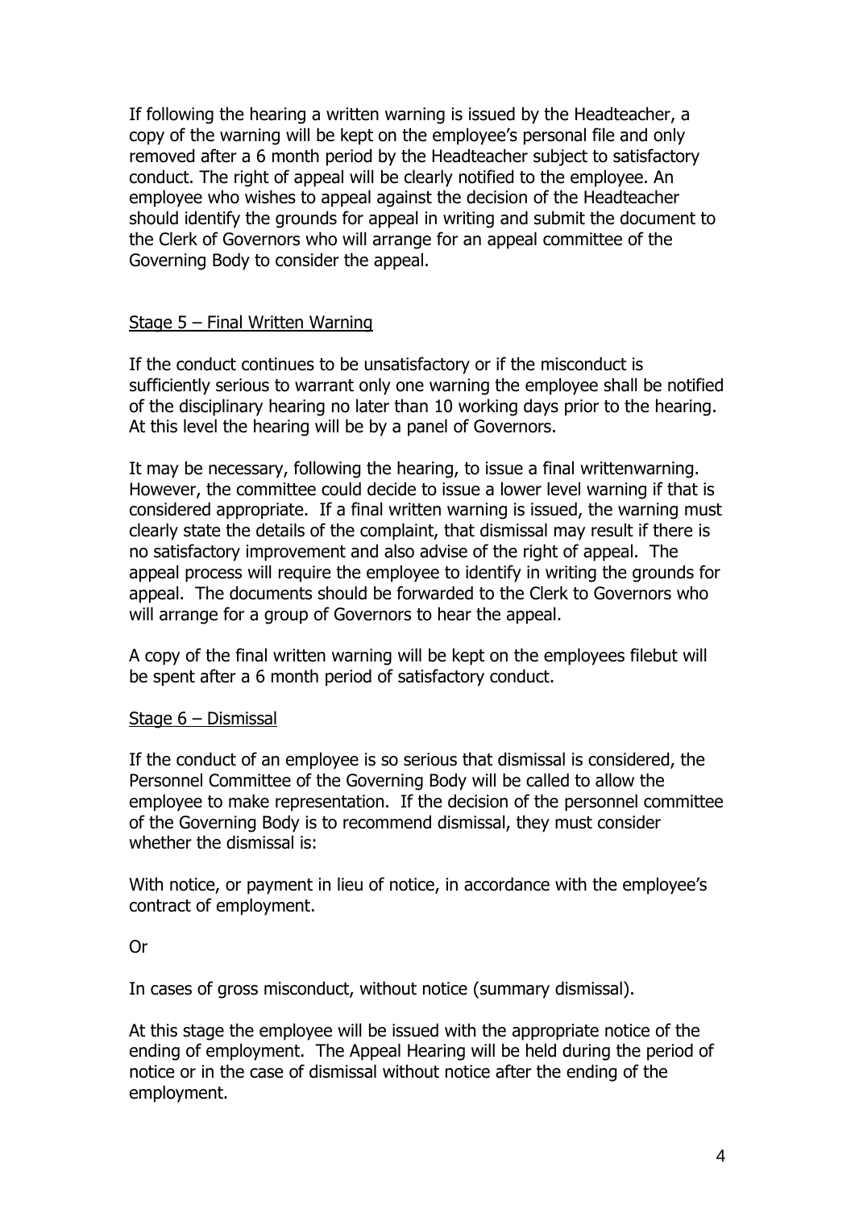If following the hearing a written warning is issued by the Headteacher, a copy of the warning will be kept on the employee's personal file and only removed after a 6 month period by the Headteacher subject to satisfactory conduct. The right of appeal will be clearly notified to the employee. An employee who wishes to appeal against the decision of the Headteacher should identify the grounds for appeal in writing and submit the document to the Clerk of Governors who will arrange for an appeal committee of the Governing Body to consider the appeal.

<u>Stage 5 – Final Written Warning</u>

If the conduct continues to be unsatisfactory or if the misconduct is sufficiently serious to warrant only one warning the employee shall be notified of the disciplinary hearing no later than 10 working days prior to the hearing. At this level the hearing will be by a panel of Governors.

It may be necessary, following the hearing, to issue a final writtenwarning. However, the committee could decide to issue a lower level warning if that is considered appropriate. If a final written warning is issued, the warning must clearly state the details of the complaint, that dismissal may result if there is no satisfactory improvement and also advise of the right of appeal. The appeal process will require the employee to identify in writing the grounds for appeal. The documents should be forwarded to the Clerk to Governors who will arrange for a group of Governors to hear the appeal.

A copy of the final written warning will be kept on the employees filebut will be spent after a 6 month period of satisfactory conduct.

<u>Stage 6 – Dismissal</u>

If the conduct of an employee is so serious that dismissal is considered, the Personnel Committee of the Governing Body will be called to allow the employee to make representation. If the decision of the personnel committee of the Governing Body is to recommend dismissal, they must consider whether the dismissal is:

With notice, or payment in lieu of notice, in accordance with the employee's contract of employment.

Or

In cases of gross misconduct, without notice (summary dismissal).

At this stage the employee will be issued with the appropriate notice of the ending of employment. The Appeal Hearing will be held during the period of notice or in the case of dismissal without notice after the ending of the employment.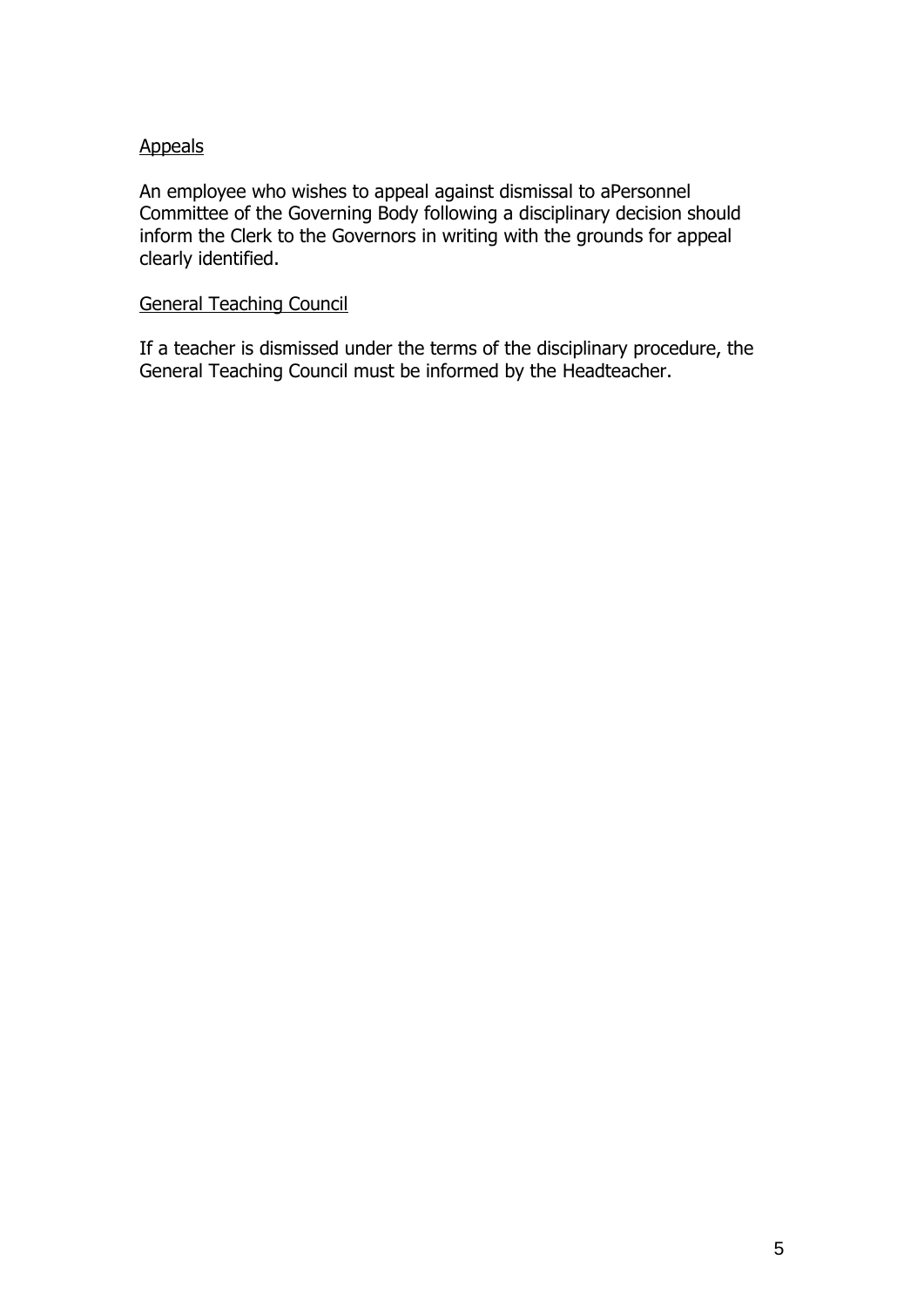<u>Appeals</u>

An employee who wishes to appeal against dismissal to aPersonnel Committee of the Governing Body following a disciplinary decision should inform the Clerk to the Governors in writing with the grounds for appeal clearly identified.

<u>General Teaching Council</u>

If a teacher is dismissed under the terms of the disciplinary procedure, the General Teaching Council must be informed by the Headteacher.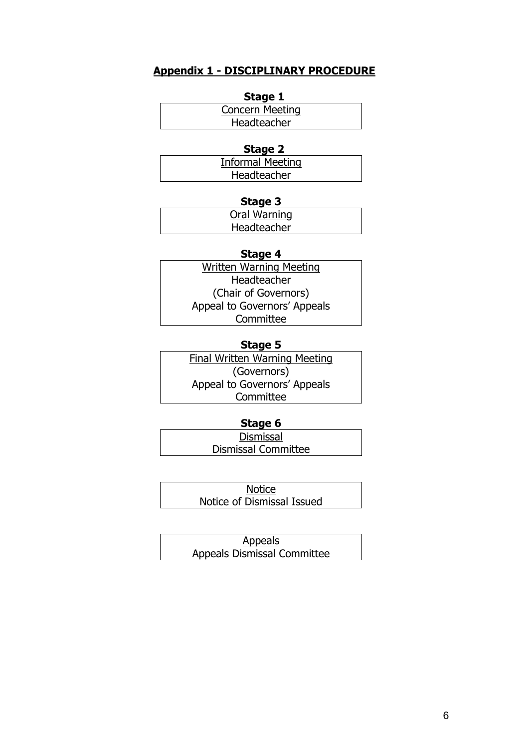## Appendix 1 - DISCIPLINARY PROCEDURE

**Stage 1**

Concern Meeting
Headteacher

**Stage 2**

Informal Meeting
Headteacher

**Stage 3**

Oral Warning
Headteacher

**Stage 4**

Written Warning Meeting
Headteacher
(Chair of Governors)
Appeal to Governors' Appeals Committee

**Stage 5**

Final Written Warning Meeting
(Governors)
Appeal to Governors' Appeals Committee

**Stage 6**

Dismissal
Dismissal Committee

Notice
Notice of Dismissal Issued

Appeals
Appeals Dismissal Committee